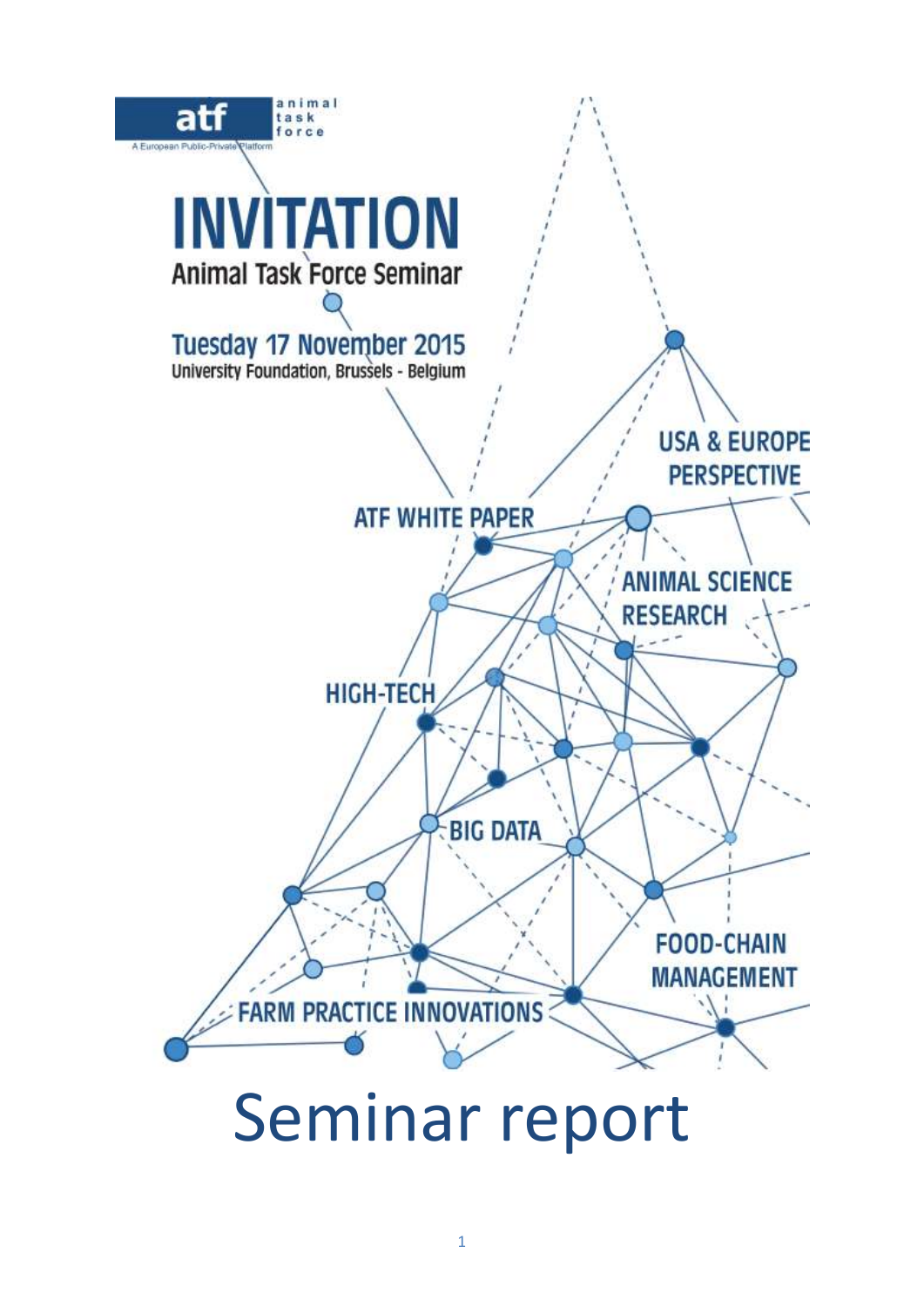atf animal task force

A European Public-Private Platform

# INVITATION

## Animal Task Force Seminar

**Tuesday 17 November 2015**

University Foundation, Brussels - Belgium

USA & EUROPE PERSPECTIVE

ATF WHITE PAPER

ANIMAL SCIENCE RESEARCH

HIGH-TECH

BIG DATA

FOOD-CHAIN MANAGEMENT

FARM PRACTICE INNOVATIONS

# Seminar report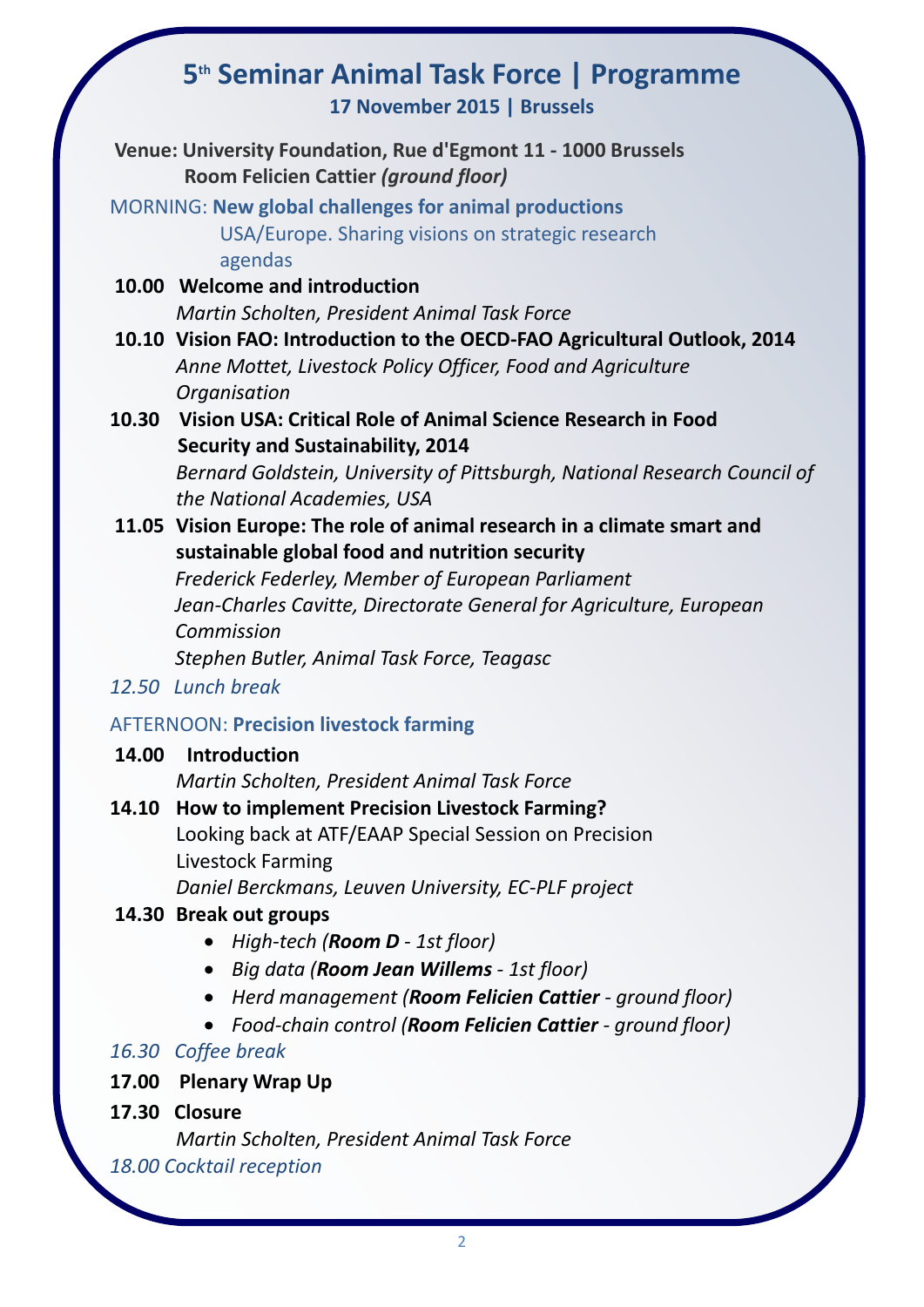# 5th Seminar Animal Task Force | Programme

**17 November 2015 | Brussels**

**Venue: University Foundation, Rue d'Egmont 11 - 1000 Brussels**
**Room Felicien Cattier *(ground floor)***

MORNING: **New global challenges for animal productions**
USA/Europe. Sharing visions on strategic research agendas

**10.00 Welcome and introduction**
*Martin Scholten, President Animal Task Force*

**10.10 Vision FAO: Introduction to the OECD-FAO Agricultural Outlook, 2014**
*Anne Mottet, Livestock Policy Officer, Food and Agriculture Organisation*

**10.30 Vision USA: Critical Role of Animal Science Research in Food Security and Sustainability, 2014**
*Bernard Goldstein, University of Pittsburgh, National Research Council of the National Academies, USA*

**11.05 Vision Europe: The role of animal research in a climate smart and sustainable global food and nutrition security**
*Frederick Federley, Member of European Parliament*
*Jean-Charles Cavitte, Directorate General for Agriculture, European Commission*
*Stephen Butler, Animal Task Force, Teagasc*

*12.50 Lunch break*

AFTERNOON: **Precision livestock farming**

**14.00 Introduction**
*Martin Scholten, President Animal Task Force*

**14.10 How to implement Precision Livestock Farming?**
Looking back at ATF/EAAP Special Session on Precision Livestock Farming
*Daniel Berckmans, Leuven University, EC-PLF project*

**14.30 Break out groups**

- *High-tech (**Room D** - 1st floor)*
- *Big data (**Room Jean Willems** - 1st floor)*
- *Herd management (**Room Felicien Cattier** - ground floor)*
- *Food-chain control (**Room Felicien Cattier** - ground floor)*

*16.30 Coffee break*

**17.00 Plenary Wrap Up**

**17.30 Closure**
*Martin Scholten, President Animal Task Force*

*18.00 Cocktail reception*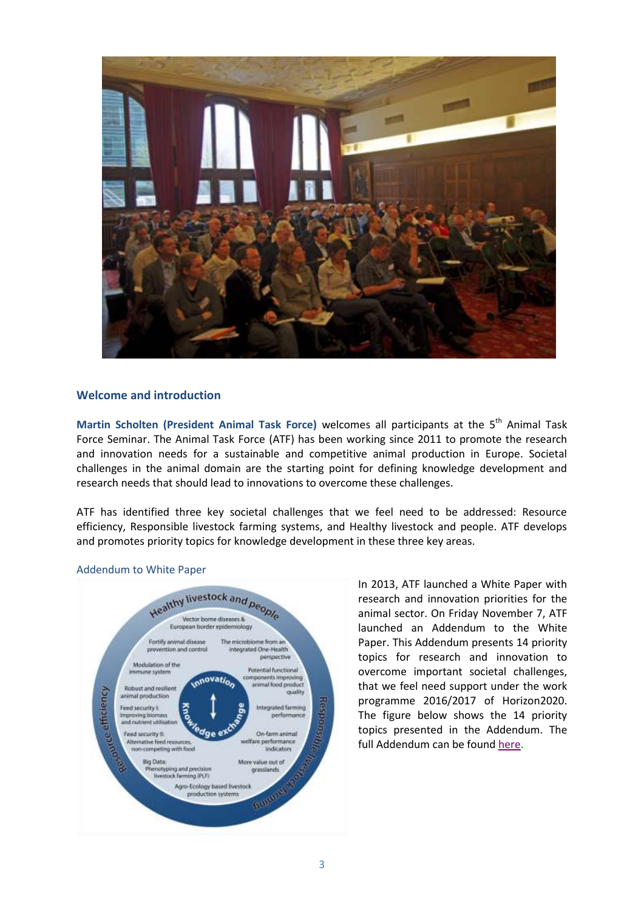## Welcome and introduction

**Martin Scholten (President Animal Task Force)** welcomes all participants at the 5th Animal Task Force Seminar. The Animal Task Force (ATF) has been working since 2011 to promote the research and innovation needs for a sustainable and competitive animal production in Europe. Societal challenges in the animal domain are the starting point for defining knowledge development and research needs that should lead to innovations to overcome these challenges.

ATF has identified three key societal challenges that we feel need to be addressed: Resource efficiency, Responsible livestock farming systems, and Healthy livestock and people. ATF develops and promotes priority topics for knowledge development in these three key areas.

### Addendum to White Paper

In 2013, ATF launched a White Paper with research and innovation priorities for the animal sector. On Friday November 7, ATF launched an Addendum to the White Paper. This Addendum presents 14 priority topics for research and innovation to overcome important societal challenges, that we feel need support under the work programme 2016/2017 of Horizon2020. The figure below shows the 14 priority topics presented in the Addendum. The full Addendum can be found here.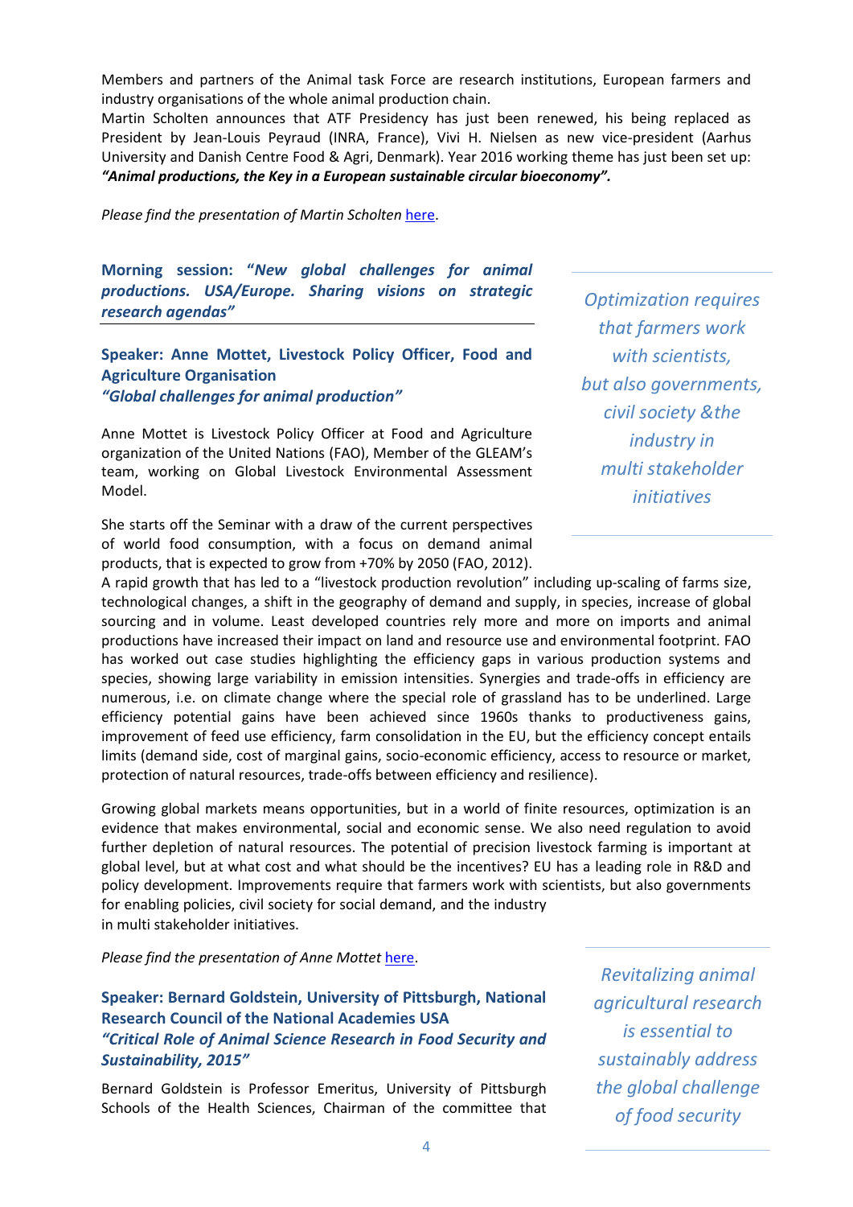Members and partners of the Animal task Force are research institutions, European farmers and industry organisations of the whole animal production chain.
Martin Scholten announces that ATF Presidency has just been renewed, his being replaced as President by Jean-Louis Peyraud (INRA, France), Vivi H. Nielsen as new vice-president (Aarhus University and Danish Centre Food & Agri, Denmark). Year 2016 working theme has just been set up: ***"Animal productions, the Key in a European sustainable circular bioeconomy".***

*Please find the presentation of Martin Scholten [here](#).*

## Morning session: "*New global challenges for animal productions. USA/Europe. Sharing visions on strategic research agendas*"

> *Optimization requires that farmers work with scientists, but also governments, civil society &the industry in multi stakeholder initiatives*

### Speaker: Anne Mottet, Livestock Policy Officer, Food and Agriculture Organisation
### *"Global challenges for animal production"*

Anne Mottet is Livestock Policy Officer at Food and Agriculture organization of the United Nations (FAO), Member of the GLEAM's team, working on Global Livestock Environmental Assessment Model.

She starts off the Seminar with a draw of the current perspectives of world food consumption, with a focus on demand animal products, that is expected to grow from +70% by 2050 (FAO, 2012). A rapid growth that has led to a "livestock production revolution" including up-scaling of farms size, technological changes, a shift in the geography of demand and supply, in species, increase of global sourcing and in volume. Least developed countries rely more and more on imports and animal productions have increased their impact on land and resource use and environmental footprint. FAO has worked out case studies highlighting the efficiency gaps in various production systems and species, showing large variability in emission intensities. Synergies and trade-offs in efficiency are numerous, i.e. on climate change where the special role of grassland has to be underlined. Large efficiency potential gains have been achieved since 1960s thanks to productiveness gains, improvement of feed use efficiency, farm consolidation in the EU, but the efficiency concept entails limits (demand side, cost of marginal gains, socio-economic efficiency, access to resource or market, protection of natural resources, trade-offs between efficiency and resilience).

Growing global markets means opportunities, but in a world of finite resources, optimization is an evidence that makes environmental, social and economic sense. We also need regulation to avoid further depletion of natural resources. The potential of precision livestock farming is important at global level, but at what cost and what should be the incentives? EU has a leading role in R&D and policy development. Improvements require that farmers work with scientists, but also governments for enabling policies, civil society for social demand, and the industry in multi stakeholder initiatives.

*Please find the presentation of Anne Mottet [here](#).*

> *Revitalizing animal agricultural research is essential to sustainably address the global challenge of food security*

### Speaker: Bernard Goldstein, University of Pittsburgh, National Research Council of the National Academies USA
### *"Critical Role of Animal Science Research in Food Security and Sustainability, 2015"*

Bernard Goldstein is Professor Emeritus, University of Pittsburgh Schools of the Health Sciences, Chairman of the committee that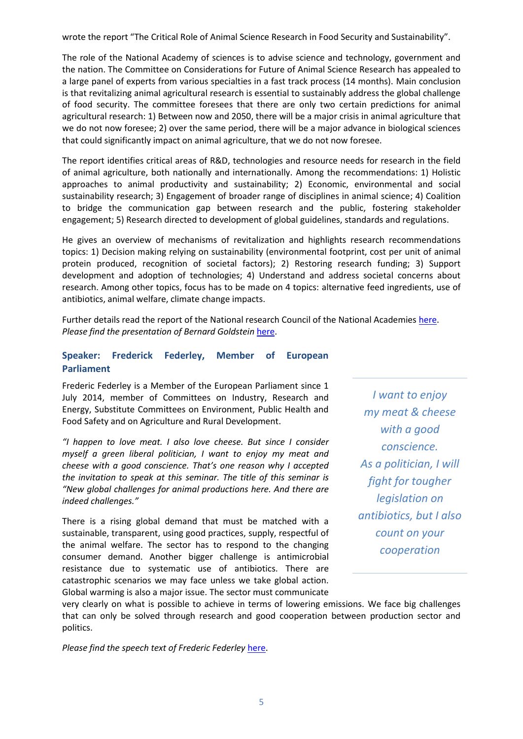wrote the report "The Critical Role of Animal Science Research in Food Security and Sustainability".

The role of the National Academy of sciences is to advise science and technology, government and the nation. The Committee on Considerations for Future of Animal Science Research has appealed to a large panel of experts from various specialties in a fast track process (14 months). Main conclusion is that revitalizing animal agricultural research is essential to sustainably address the global challenge of food security. The committee foresees that there are only two certain predictions for animal agricultural research: 1) Between now and 2050, there will be a major crisis in animal agriculture that we do not now foresee; 2) over the same period, there will be a major advance in biological sciences that could significantly impact on animal agriculture, that we do not now foresee.

The report identifies critical areas of R&D, technologies and resource needs for research in the field of animal agriculture, both nationally and internationally. Among the recommendations: 1) Holistic approaches to animal productivity and sustainability; 2) Economic, environmental and social sustainability research; 3) Engagement of broader range of disciplines in animal science; 4) Coalition to bridge the communication gap between research and the public, fostering stakeholder engagement; 5) Research directed to development of global guidelines, standards and regulations.

He gives an overview of mechanisms of revitalization and highlights research recommendations topics: 1) Decision making relying on sustainability (environmental footprint, cost per unit of animal protein produced, recognition of societal factors); 2) Restoring research funding; 3) Support development and adoption of technologies; 4) Understand and address societal concerns about research. Among other topics, focus has to be made on 4 topics: alternative feed ingredients, use of antibiotics, animal welfare, climate change impacts.

Further details read the report of the National research Council of the National Academies here.
*Please find the presentation of Bernard Goldstein* here.

### Speaker: Frederick Federley, Member of European Parliament

Frederic Federley is a Member of the European Parliament since 1 July 2014, member of Committees on Industry, Research and Energy, Substitute Committees on Environment, Public Health and Food Safety and on Agriculture and Rural Development.

*"I happen to love meat. I also love cheese. But since I consider myself a green liberal politician, I want to enjoy my meat and cheese with a good conscience. That's one reason why I accepted the invitation to speak at this seminar. The title of this seminar is "New global challenges for animal productions here. And there are indeed challenges."*

*I want to enjoy my meat & cheese with a good conscience. As a politician, I will fight for tougher legislation on antibiotics, but I also count on your cooperation*

There is a rising global demand that must be matched with a sustainable, transparent, using good practices, supply, respectful of the animal welfare. The sector has to respond to the changing consumer demand. Another bigger challenge is antimicrobial resistance due to systematic use of antibiotics. There are catastrophic scenarios we may face unless we take global action. Global warming is also a major issue. The sector must communicate very clearly on what is possible to achieve in terms of lowering emissions. We face big challenges that can only be solved through research and good cooperation between production sector and politics.

*Please find the speech text of Frederic Federley* here.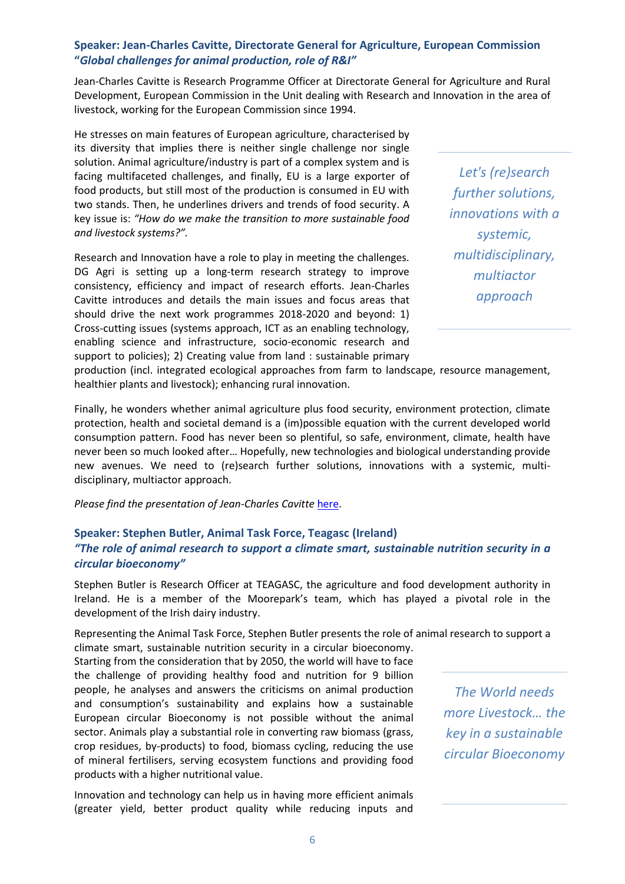### Speaker: Jean-Charles Cavitte, Directorate General for Agriculture, European Commission
### "*Global challenges for animal production, role of R&I"*

Jean-Charles Cavitte is Research Programme Officer at Directorate General for Agriculture and Rural Development, European Commission in the Unit dealing with Research and Innovation in the area of livestock, working for the European Commission since 1994.

He stresses on main features of European agriculture, characterised by its diversity that implies there is neither single challenge nor single solution. Animal agriculture/industry is part of a complex system and is facing multifaceted challenges, and finally, EU is a large exporter of food products, but still most of the production is consumed in EU with two stands. Then, he underlines drivers and trends of food security. A key issue is: *"How do we make the transition to more sustainable food and livestock systems?"*.

*Let's (re)search further solutions, innovations with a systemic, multidisciplinary, multiactor approach*

Research and Innovation have a role to play in meeting the challenges. DG Agri is setting up a long-term research strategy to improve consistency, efficiency and impact of research efforts. Jean-Charles Cavitte introduces and details the main issues and focus areas that should drive the next work programmes 2018-2020 and beyond: 1) Cross-cutting issues (systems approach, ICT as an enabling technology, enabling science and infrastructure, socio-economic research and support to policies); 2) Creating value from land : sustainable primary production (incl. integrated ecological approaches from farm to landscape, resource management, healthier plants and livestock); enhancing rural innovation.

Finally, he wonders whether animal agriculture plus food security, environment protection, climate protection, health and societal demand is a (im)possible equation with the current developed world consumption pattern. Food has never been so plentiful, so safe, environment, climate, health have never been so much looked after… Hopefully, new technologies and biological understanding provide new avenues. We need to (re)search further solutions, innovations with a systemic, multi-disciplinary, multiactor approach.

*Please find the presentation of Jean-Charles Cavitte* here.

### Speaker: Stephen Butler, Animal Task Force, Teagasc (Ireland)
### *"The role of animal research to support a climate smart, sustainable nutrition security in a circular bioeconomy"*

Stephen Butler is Research Officer at TEAGASC, the agriculture and food development authority in Ireland. He is a member of the Moorepark's team, which has played a pivotal role in the development of the Irish dairy industry.

Representing the Animal Task Force, Stephen Butler presents the role of animal research to support a climate smart, sustainable nutrition security in a circular bioeconomy.

Starting from the consideration that by 2050, the world will have to face the challenge of providing healthy food and nutrition for 9 billion people, he analyses and answers the criticisms on animal production and consumption's sustainability and explains how a sustainable European circular Bioeconomy is not possible without the animal sector. Animals play a substantial role in converting raw biomass (grass, crop residues, by-products) to food, biomass cycling, reducing the use of mineral fertilisers, serving ecosystem functions and providing food products with a higher nutritional value.

*The World needs more Livestock… the key in a sustainable circular Bioeconomy*

Innovation and technology can help us in having more efficient animals (greater yield, better product quality while reducing inputs and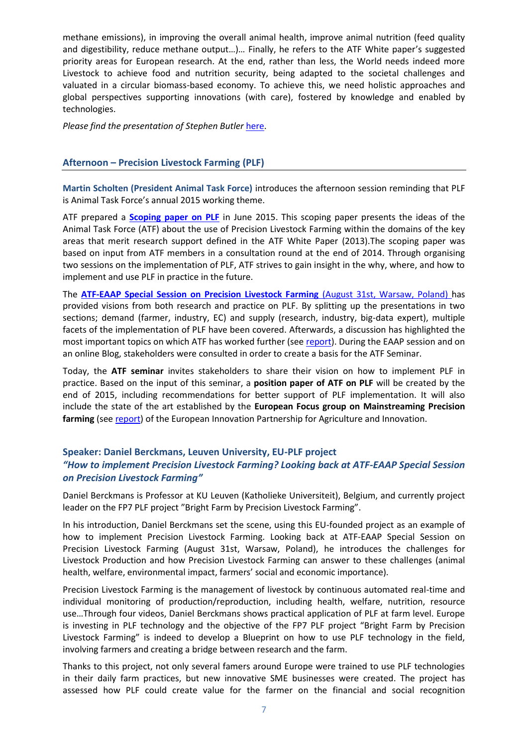methane emissions), in improving the overall animal health, improve animal nutrition (feed quality and digestibility, reduce methane output…)… Finally, he refers to the ATF White paper's suggested priority areas for European research. At the end, rather than less, the World needs indeed more Livestock to achieve food and nutrition security, being adapted to the societal challenges and valuated in a circular biomass-based economy. To achieve this, we need holistic approaches and global perspectives supporting innovations (with care), fostered by knowledge and enabled by technologies.

*Please find the presentation of Stephen Butler* here.

## Afternoon – Precision Livestock Farming (PLF)

**Martin Scholten (President Animal Task Force)** introduces the afternoon session reminding that PLF is Animal Task Force's annual 2015 working theme.

ATF prepared a **Scoping paper on PLF** in June 2015. This scoping paper presents the ideas of the Animal Task Force (ATF) about the use of Precision Livestock Farming within the domains of the key areas that merit research support defined in the ATF White Paper (2013).The scoping paper was based on input from ATF members in a consultation round at the end of 2014. Through organising two sessions on the implementation of PLF, ATF strives to gain insight in the why, where, and how to implement and use PLF in practice in the future.

The **ATF-EAAP Special Session on Precision Livestock Farming** (August 31st, Warsaw, Poland) has provided visions from both research and practice on PLF. By splitting up the presentations in two sections; demand (farmer, industry, EC) and supply (research, industry, big-data expert), multiple facets of the implementation of PLF have been covered. Afterwards, a discussion has highlighted the most important topics on which ATF has worked further (see report). During the EAAP session and on an online Blog, stakeholders were consulted in order to create a basis for the ATF Seminar.

Today, the **ATF seminar** invites stakeholders to share their vision on how to implement PLF in practice. Based on the input of this seminar, a **position paper of ATF on PLF** will be created by the end of 2015, including recommendations for better support of PLF implementation. It will also include the state of the art established by the **European Focus group on Mainstreaming Precision farming** (see report) of the European Innovation Partnership for Agriculture and Innovation.

### Speaker: Daniel Berckmans, Leuven University, EU-PLF project
### *"How to implement Precision Livestock Farming? Looking back at ATF-EAAP Special Session on Precision Livestock Farming"*

Daniel Berckmans is Professor at KU Leuven (Katholieke Universiteit), Belgium, and currently project leader on the FP7 PLF project "Bright Farm by Precision Livestock Farming".

In his introduction, Daniel Berckmans set the scene, using this EU-founded project as an example of how to implement Precision Livestock Farming. Looking back at ATF-EAAP Special Session on Precision Livestock Farming (August 31st, Warsaw, Poland), he introduces the challenges for Livestock Production and how Precision Livestock Farming can answer to these challenges (animal health, welfare, environmental impact, farmers' social and economic importance).

Precision Livestock Farming is the management of livestock by continuous automated real-time and individual monitoring of production/reproduction, including health, welfare, nutrition, resource use…Through four videos, Daniel Berckmans shows practical application of PLF at farm level. Europe is investing in PLF technology and the objective of the FP7 PLF project "Bright Farm by Precision Livestock Farming" is indeed to develop a Blueprint on how to use PLF technology in the field, involving farmers and creating a bridge between research and the farm.

Thanks to this project, not only several famers around Europe were trained to use PLF technologies in their daily farm practices, but new innovative SME businesses were created. The project has assessed how PLF could create value for the farmer on the financial and social recognition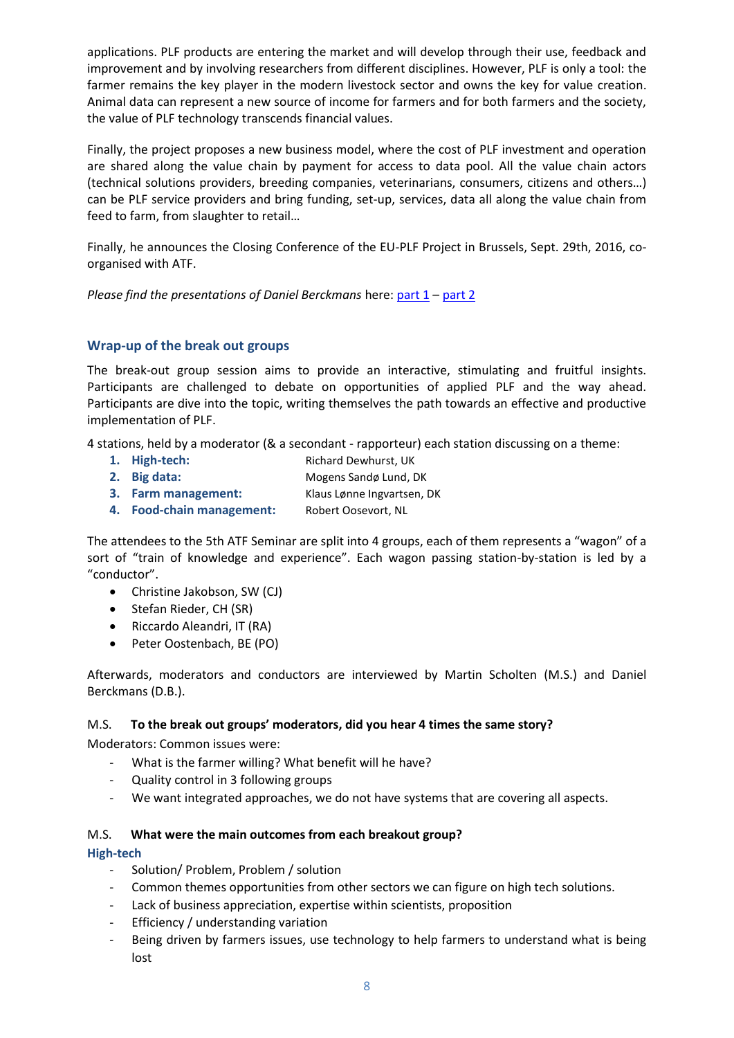applications. PLF products are entering the market and will develop through their use, feedback and improvement and by involving researchers from different disciplines. However, PLF is only a tool: the farmer remains the key player in the modern livestock sector and owns the key for value creation. Animal data can represent a new source of income for farmers and for both farmers and the society, the value of PLF technology transcends financial values.

Finally, the project proposes a new business model, where the cost of PLF investment and operation are shared along the value chain by payment for access to data pool. All the value chain actors (technical solutions providers, breeding companies, veterinarians, consumers, citizens and others…) can be PLF service providers and bring funding, set-up, services, data all along the value chain from feed to farm, from slaughter to retail…

Finally, he announces the Closing Conference of the EU-PLF Project in Brussels, Sept. 29th, 2016, co-organised with ATF.

*Please find the presentations of Daniel Berckmans* here: part 1 – part 2

## Wrap-up of the break out groups

The break-out group session aims to provide an interactive, stimulating and fruitful insights. Participants are challenged to debate on opportunities of applied PLF and the way ahead. Participants are dive into the topic, writing themselves the path towards an effective and productive implementation of PLF.

4 stations, held by a moderator (& a secondant - rapporteur) each station discussing on a theme:

1. **High-tech:** Richard Dewhurst, UK
2. **Big data:** Mogens Sandø Lund, DK
3. **Farm management:** Klaus Lønne Ingvartsen, DK
4. **Food-chain management:** Robert Oosevort, NL

The attendees to the 5th ATF Seminar are split into 4 groups, each of them represents a "wagon" of a sort of "train of knowledge and experience". Each wagon passing station-by-station is led by a "conductor".

- Christine Jakobson, SW (CJ)
- Stefan Rieder, CH (SR)
- Riccardo Aleandri, IT (RA)
- Peter Oostenbach, BE (PO)

Afterwards, moderators and conductors are interviewed by Martin Scholten (M.S.) and Daniel Berckmans (D.B.).

M.S. **To the break out groups' moderators, did you hear 4 times the same story?**

Moderators: Common issues were:

- What is the farmer willing? What benefit will he have?
- Quality control in 3 following groups
- We want integrated approaches, we do not have systems that are covering all aspects.

M.S. **What were the main outcomes from each breakout group?**

### High-tech

- Solution/ Problem, Problem / solution
- Common themes opportunities from other sectors we can figure on high tech solutions.
- Lack of business appreciation, expertise within scientists, proposition
- Efficiency / understanding variation
- Being driven by farmers issues, use technology to help farmers to understand what is being lost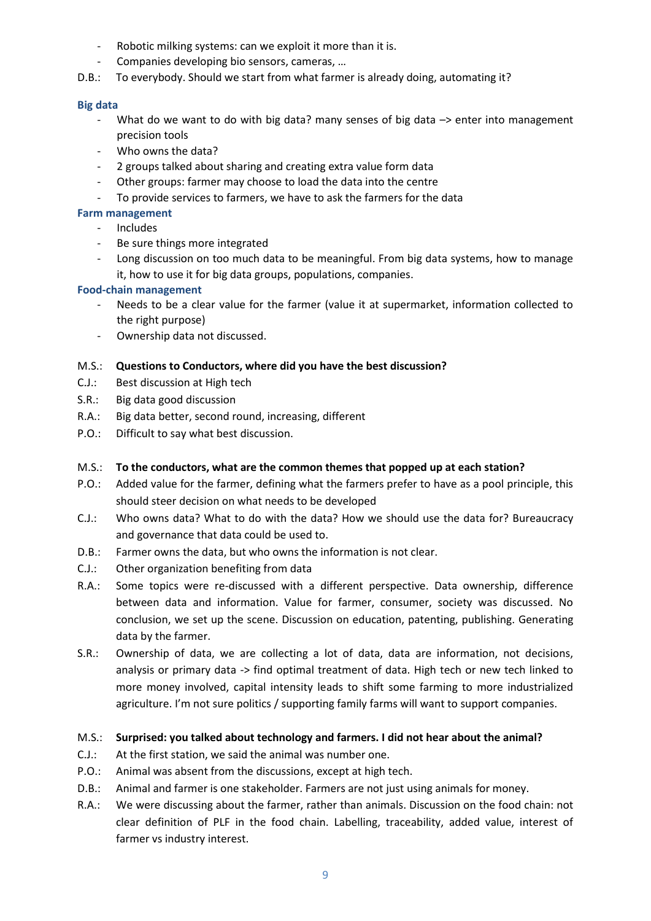- Robotic milking systems: can we exploit it more than it is.
- Companies developing bio sensors, cameras, …

D.B.: To everybody. Should we start from what farmer is already doing, automating it?

### Big data

- What do we want to do with big data? many senses of big data –> enter into management precision tools
- Who owns the data?
- 2 groups talked about sharing and creating extra value form data
- Other groups: farmer may choose to load the data into the centre
- To provide services to farmers, we have to ask the farmers for the data

### Farm management

- Includes
- Be sure things more integrated
- Long discussion on too much data to be meaningful. From big data systems, how to manage it, how to use it for big data groups, populations, companies.

### Food-chain management

- Needs to be a clear value for the farmer (value it at supermarket, information collected to the right purpose)
- Ownership data not discussed.

M.S.: **Questions to Conductors, where did you have the best discussion?**

C.J.: Best discussion at High tech

S.R.: Big data good discussion

R.A.: Big data better, second round, increasing, different

P.O.: Difficult to say what best discussion.

M.S.: **To the conductors, what are the common themes that popped up at each station?**

P.O.: Added value for the farmer, defining what the farmers prefer to have as a pool principle, this should steer decision on what needs to be developed

C.J.: Who owns data? What to do with the data? How we should use the data for? Bureaucracy and governance that data could be used to.

D.B.: Farmer owns the data, but who owns the information is not clear.

C.J.: Other organization benefiting from data

R.A.: Some topics were re-discussed with a different perspective. Data ownership, difference between data and information. Value for farmer, consumer, society was discussed. No conclusion, we set up the scene. Discussion on education, patenting, publishing. Generating data by the farmer.

S.R.: Ownership of data, we are collecting a lot of data, data are information, not decisions, analysis or primary data -> find optimal treatment of data. High tech or new tech linked to more money involved, capital intensity leads to shift some farming to more industrialized agriculture. I'm not sure politics / supporting family farms will want to support companies.

M.S.: **Surprised: you talked about technology and farmers. I did not hear about the animal?**

C.J.: At the first station, we said the animal was number one.

P.O.: Animal was absent from the discussions, except at high tech.

D.B.: Animal and farmer is one stakeholder. Farmers are not just using animals for money.

R.A.: We were discussing about the farmer, rather than animals. Discussion on the food chain: not clear definition of PLF in the food chain. Labelling, traceability, added value, interest of farmer vs industry interest.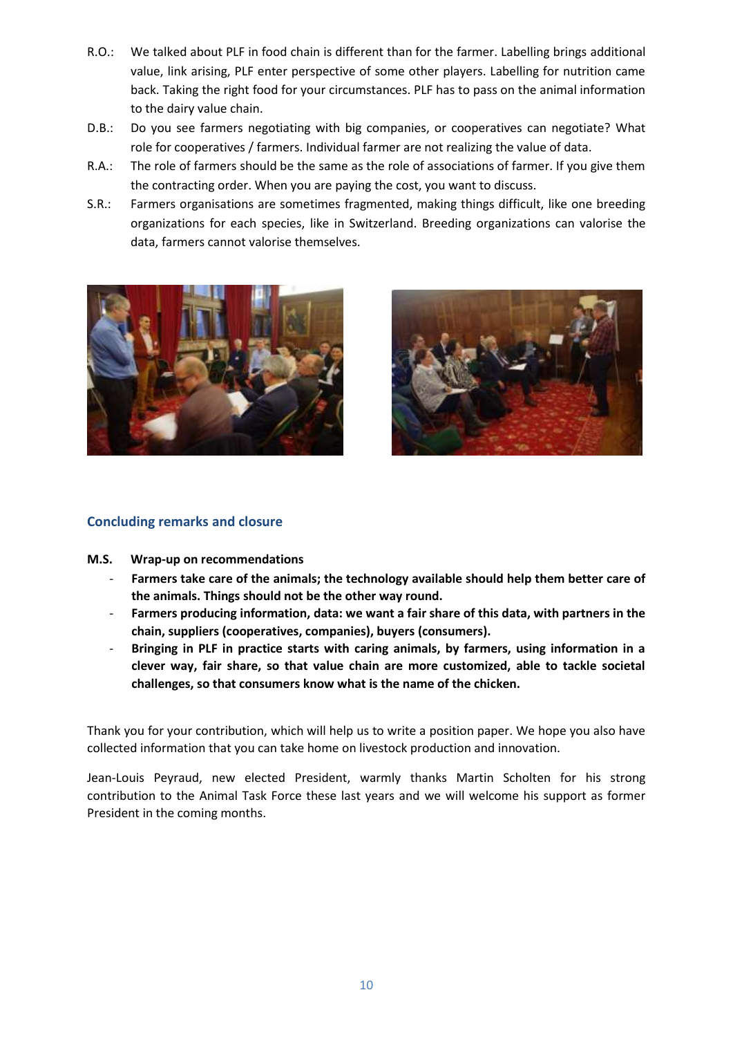R.O.: We talked about PLF in food chain is different than for the farmer. Labelling brings additional value, link arising, PLF enter perspective of some other players. Labelling for nutrition came back. Taking the right food for your circumstances. PLF has to pass on the animal information to the dairy value chain.

D.B.: Do you see farmers negotiating with big companies, or cooperatives can negotiate? What role for cooperatives / farmers. Individual farmer are not realizing the value of data.

R.A.: The role of farmers should be the same as the role of associations of farmer. If you give them the contracting order. When you are paying the cost, you want to discuss.

S.R.: Farmers organisations are sometimes fragmented, making things difficult, like one breeding organizations for each species, like in Switzerland. Breeding organizations can valorise the data, farmers cannot valorise themselves.

## Concluding remarks and closure

**M.S. Wrap-up on recommendations**

- **Farmers take care of the animals; the technology available should help them better care of the animals. Things should not be the other way round.**
- **Farmers producing information, data: we want a fair share of this data, with partners in the chain, suppliers (cooperatives, companies), buyers (consumers).**
- **Bringing in PLF in practice starts with caring animals, by farmers, using information in a clever way, fair share, so that value chain are more customized, able to tackle societal challenges, so that consumers know what is the name of the chicken.**

Thank you for your contribution, which will help us to write a position paper. We hope you also have collected information that you can take home on livestock production and innovation.

Jean-Louis Peyraud, new elected President, warmly thanks Martin Scholten for his strong contribution to the Animal Task Force these last years and we will welcome his support as former President in the coming months.